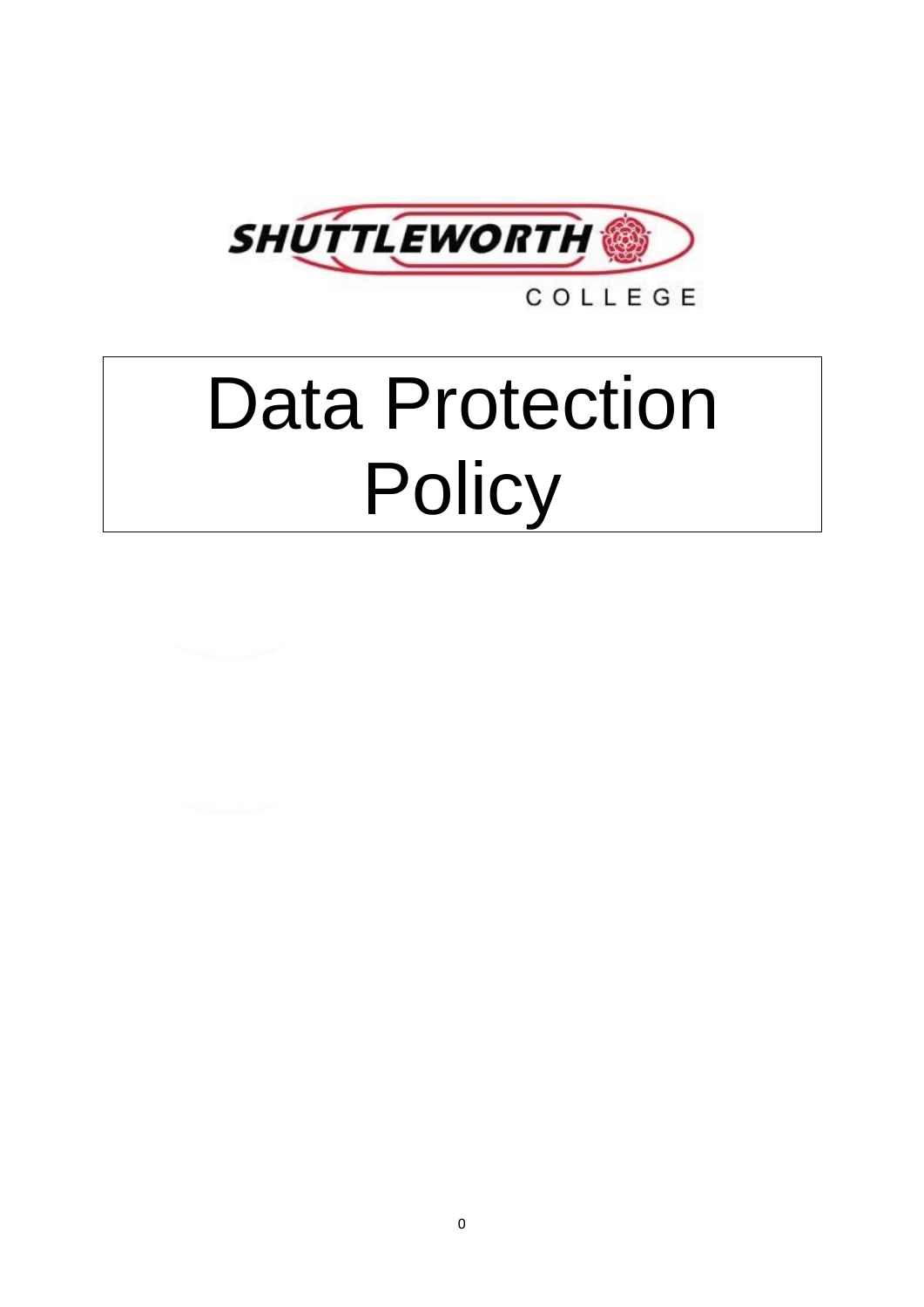SHUTTLEWORTH

COLLEGE

# Data Protection Policy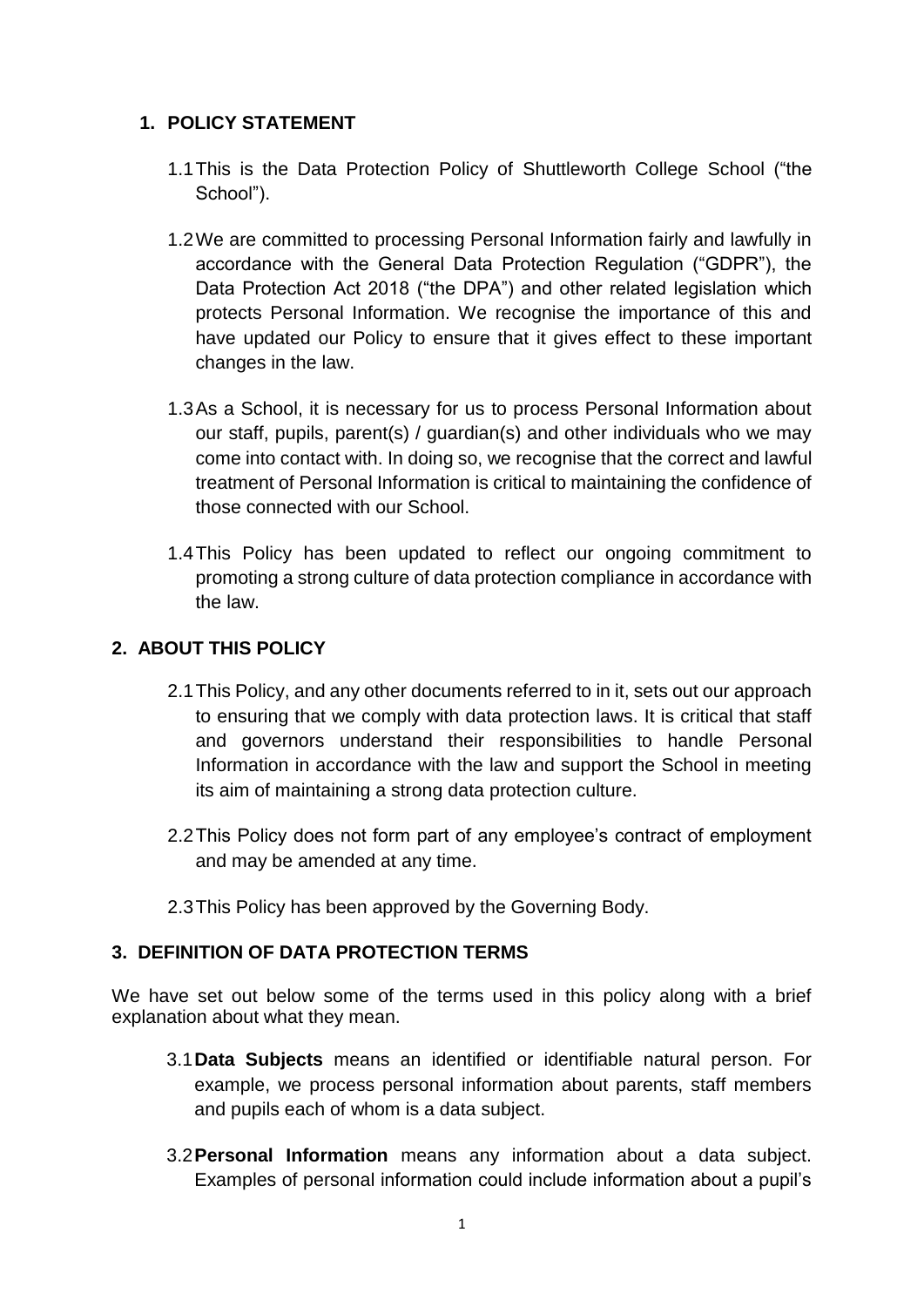## 1. POLICY STATEMENT

1.1 This is the Data Protection Policy of Shuttleworth College School ("the School").

1.2 We are committed to processing Personal Information fairly and lawfully in accordance with the General Data Protection Regulation ("GDPR"), the Data Protection Act 2018 ("the DPA") and other related legislation which protects Personal Information. We recognise the importance of this and have updated our Policy to ensure that it gives effect to these important changes in the law.

1.3 As a School, it is necessary for us to process Personal Information about our staff, pupils, parent(s) / guardian(s) and other individuals who we may come into contact with. In doing so, we recognise that the correct and lawful treatment of Personal Information is critical to maintaining the confidence of those connected with our School.

1.4 This Policy has been updated to reflect our ongoing commitment to promoting a strong culture of data protection compliance in accordance with the law.

## 2. ABOUT THIS POLICY

2.1 This Policy, and any other documents referred to in it, sets out our approach to ensuring that we comply with data protection laws. It is critical that staff and governors understand their responsibilities to handle Personal Information in accordance with the law and support the School in meeting its aim of maintaining a strong data protection culture.

2.2 This Policy does not form part of any employee's contract of employment and may be amended at any time.

2.3 This Policy has been approved by the Governing Body.

## 3. DEFINITION OF DATA PROTECTION TERMS

We have set out below some of the terms used in this policy along with a brief explanation about what they mean.

3.1 **Data Subjects** means an identified or identifiable natural person. For example, we process personal information about parents, staff members and pupils each of whom is a data subject.

3.2 **Personal Information** means any information about a data subject. Examples of personal information could include information about a pupil's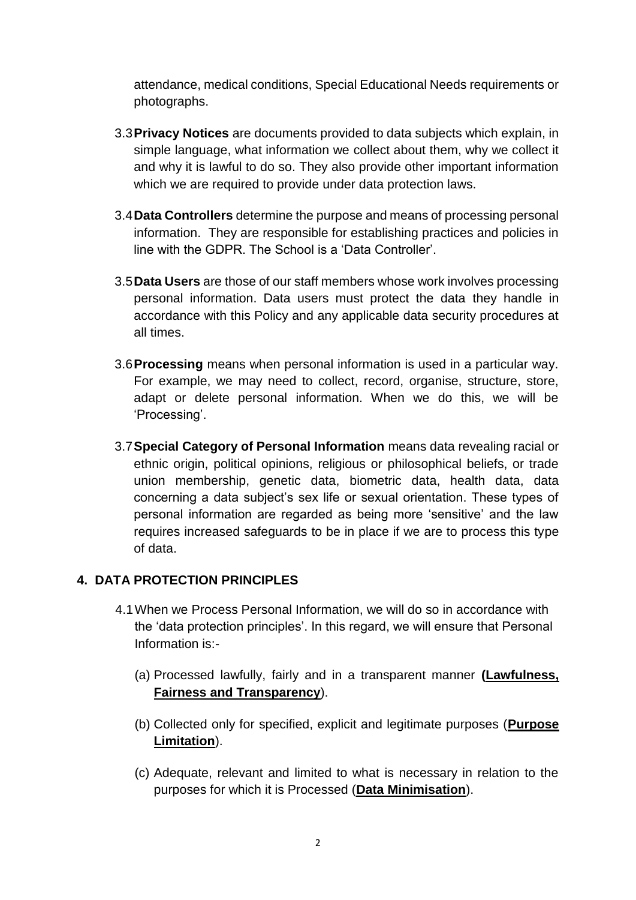attendance, medical conditions, Special Educational Needs requirements or photographs.

3.3 **Privacy Notices** are documents provided to data subjects which explain, in simple language, what information we collect about them, why we collect it and why it is lawful to do so. They also provide other important information which we are required to provide under data protection laws.

3.4 **Data Controllers** determine the purpose and means of processing personal information. They are responsible for establishing practices and policies in line with the GDPR. The School is a 'Data Controller'.

3.5 **Data Users** are those of our staff members whose work involves processing personal information. Data users must protect the data they handle in accordance with this Policy and any applicable data security procedures at all times.

3.6 **Processing** means when personal information is used in a particular way. For example, we may need to collect, record, organise, structure, store, adapt or delete personal information. When we do this, we will be 'Processing'.

3.7 **Special Category of Personal Information** means data revealing racial or ethnic origin, political opinions, religious or philosophical beliefs, or trade union membership, genetic data, biometric data, health data, data concerning a data subject's sex life or sexual orientation. These types of personal information are regarded as being more 'sensitive' and the law requires increased safeguards to be in place if we are to process this type of data.

## 4. DATA PROTECTION PRINCIPLES

4.1 When we Process Personal Information, we will do so in accordance with the 'data protection principles'. In this regard, we will ensure that Personal Information is:-

(a) Processed lawfully, fairly and in a transparent manner **(<u>Lawfulness, Fairness and Transparency</u>)**.

(b) Collected only for specified, explicit and legitimate purposes (**<u>Purpose Limitation</u>**).

(c) Adequate, relevant and limited to what is necessary in relation to the purposes for which it is Processed (**<u>Data Minimisation</u>**).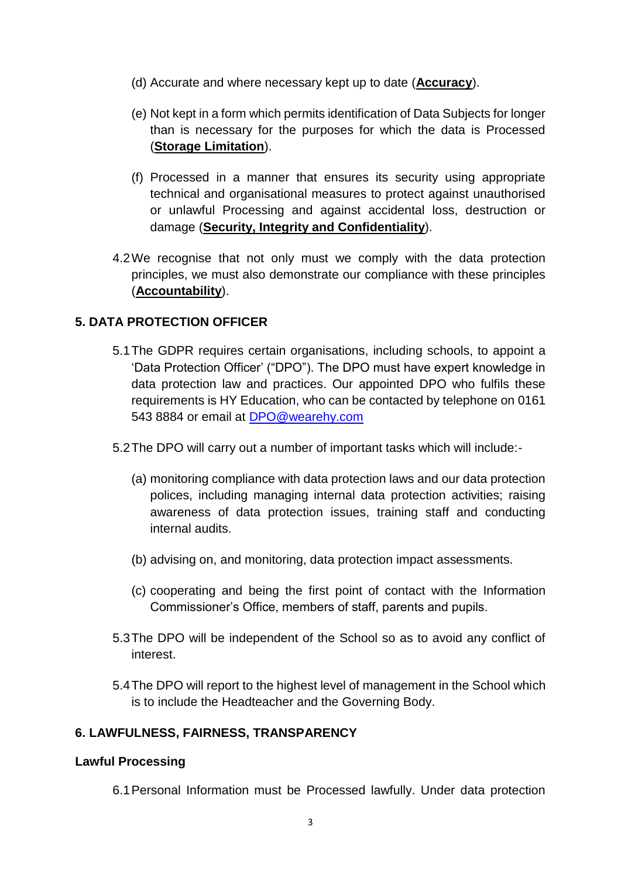(d) Accurate and where necessary kept up to date (**Accuracy**).

(e) Not kept in a form which permits identification of Data Subjects for longer than is necessary for the purposes for which the data is Processed (**Storage Limitation**).

(f) Processed in a manner that ensures its security using appropriate technical and organisational measures to protect against unauthorised or unlawful Processing and against accidental loss, destruction or damage (**Security, Integrity and Confidentiality**).

4.2 We recognise that not only must we comply with the data protection principles, we must also demonstrate our compliance with these principles (**Accountability**).

## 5. DATA PROTECTION OFFICER

5.1 The GDPR requires certain organisations, including schools, to appoint a 'Data Protection Officer' ("DPO"). The DPO must have expert knowledge in data protection law and practices. Our appointed DPO who fulfils these requirements is HY Education, who can be contacted by telephone on 0161 543 8884 or email at [DPO@wearehy.com](mailto:DPO@wearehy.com)

5.2 The DPO will carry out a number of important tasks which will include:-

(a) monitoring compliance with data protection laws and our data protection polices, including managing internal data protection activities; raising awareness of data protection issues, training staff and conducting internal audits.

(b) advising on, and monitoring, data protection impact assessments.

(c) cooperating and being the first point of contact with the Information Commissioner's Office, members of staff, parents and pupils.

5.3 The DPO will be independent of the School so as to avoid any conflict of interest.

5.4 The DPO will report to the highest level of management in the School which is to include the Headteacher and the Governing Body.

## 6. LAWFULNESS, FAIRNESS, TRANSPARENCY

### Lawful Processing

6.1 Personal Information must be Processed lawfully. Under data protection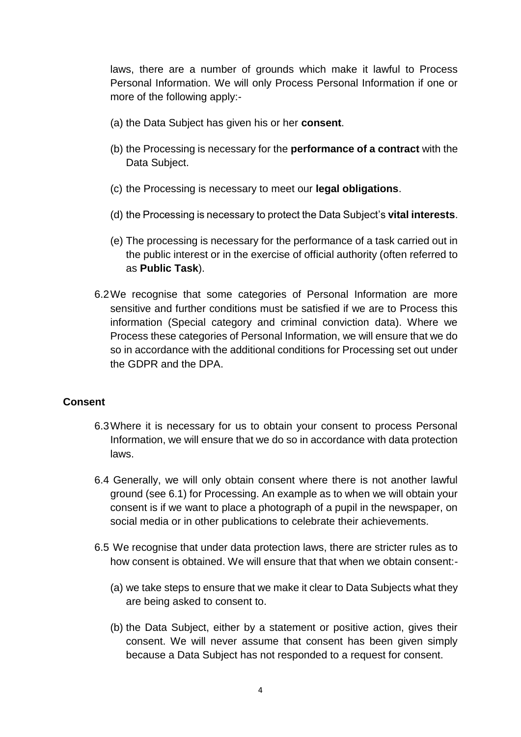laws, there are a number of grounds which make it lawful to Process Personal Information. We will only Process Personal Information if one or more of the following apply:-

(a) the Data Subject has given his or her **consent**.

(b) the Processing is necessary for the **performance of a contract** with the Data Subject.

(c) the Processing is necessary to meet our **legal obligations**.

(d) the Processing is necessary to protect the Data Subject's **vital interests**.

(e) The processing is necessary for the performance of a task carried out in the public interest or in the exercise of official authority (often referred to as **Public Task**).

6.2 We recognise that some categories of Personal Information are more sensitive and further conditions must be satisfied if we are to Process this information (Special category and criminal conviction data). Where we Process these categories of Personal Information, we will ensure that we do so in accordance with the additional conditions for Processing set out under the GDPR and the DPA.

**Consent**

6.3 Where it is necessary for us to obtain your consent to process Personal Information, we will ensure that we do so in accordance with data protection laws.

6.4 Generally, we will only obtain consent where there is not another lawful ground (see 6.1) for Processing. An example as to when we will obtain your consent is if we want to place a photograph of a pupil in the newspaper, on social media or in other publications to celebrate their achievements.

6.5 We recognise that under data protection laws, there are stricter rules as to how consent is obtained. We will ensure that that when we obtain consent:-

(a) we take steps to ensure that we make it clear to Data Subjects what they are being asked to consent to.

(b) the Data Subject, either by a statement or positive action, gives their consent. We will never assume that consent has been given simply because a Data Subject has not responded to a request for consent.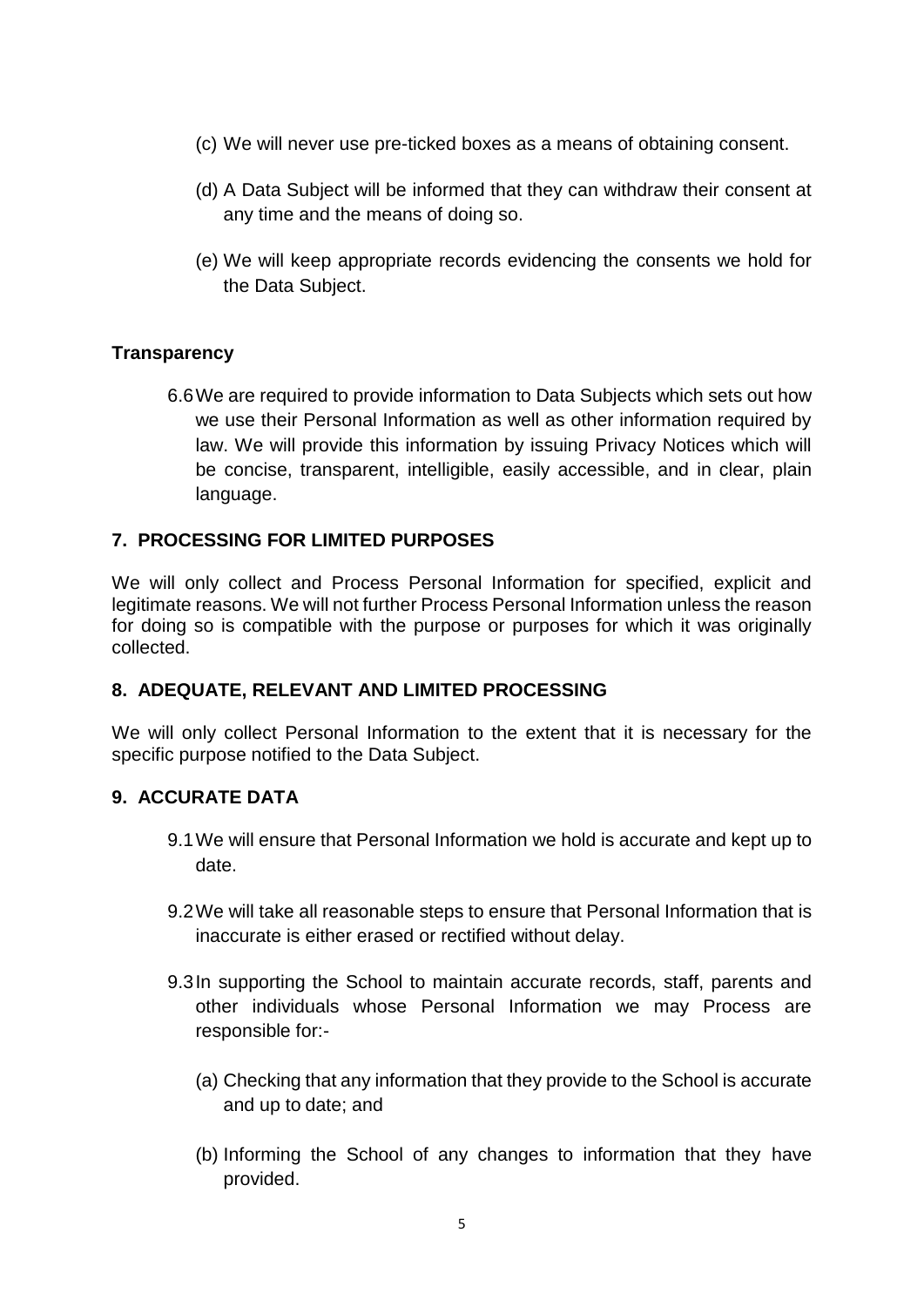(c) We will never use pre-ticked boxes as a means of obtaining consent.

(d) A Data Subject will be informed that they can withdraw their consent at any time and the means of doing so.

(e) We will keep appropriate records evidencing the consents we hold for the Data Subject.

**Transparency**

6.6 We are required to provide information to Data Subjects which sets out how we use their Personal Information as well as other information required by law. We will provide this information by issuing Privacy Notices which will be concise, transparent, intelligible, easily accessible, and in clear, plain language.

## 7. PROCESSING FOR LIMITED PURPOSES

We will only collect and Process Personal Information for specified, explicit and legitimate reasons. We will not further Process Personal Information unless the reason for doing so is compatible with the purpose or purposes for which it was originally collected.

## 8. ADEQUATE, RELEVANT AND LIMITED PROCESSING

We will only collect Personal Information to the extent that it is necessary for the specific purpose notified to the Data Subject.

## 9. ACCURATE DATA

9.1 We will ensure that Personal Information we hold is accurate and kept up to date.

9.2 We will take all reasonable steps to ensure that Personal Information that is inaccurate is either erased or rectified without delay.

9.3 In supporting the School to maintain accurate records, staff, parents and other individuals whose Personal Information we may Process are responsible for:-

(a) Checking that any information that they provide to the School is accurate and up to date; and

(b) Informing the School of any changes to information that they have provided.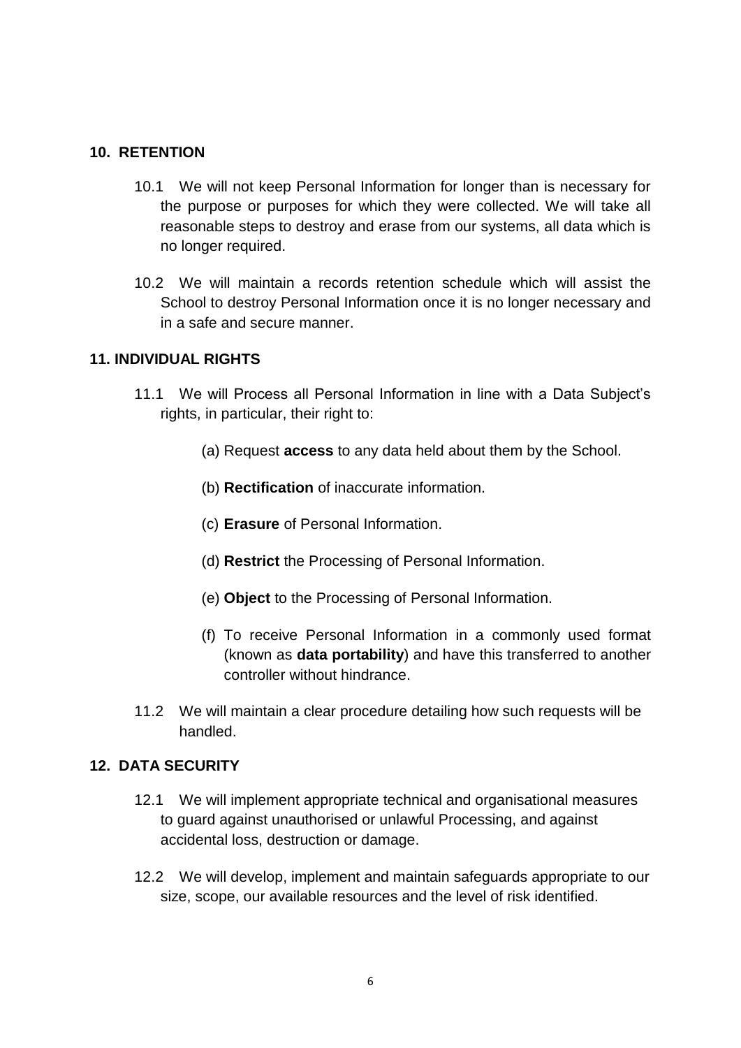## 10. RETENTION

10.1 We will not keep Personal Information for longer than is necessary for the purpose or purposes for which they were collected. We will take all reasonable steps to destroy and erase from our systems, all data which is no longer required.

10.2 We will maintain a records retention schedule which will assist the School to destroy Personal Information once it is no longer necessary and in a safe and secure manner.

## 11. INDIVIDUAL RIGHTS

11.1 We will Process all Personal Information in line with a Data Subject's rights, in particular, their right to:

(a) Request **access** to any data held about them by the School.

(b) **Rectification** of inaccurate information.

(c) **Erasure** of Personal Information.

(d) **Restrict** the Processing of Personal Information.

(e) **Object** to the Processing of Personal Information.

(f) To receive Personal Information in a commonly used format (known as **data portability**) and have this transferred to another controller without hindrance.

11.2 We will maintain a clear procedure detailing how such requests will be handled.

## 12. DATA SECURITY

12.1 We will implement appropriate technical and organisational measures to guard against unauthorised or unlawful Processing, and against accidental loss, destruction or damage.

12.2 We will develop, implement and maintain safeguards appropriate to our size, scope, our available resources and the level of risk identified.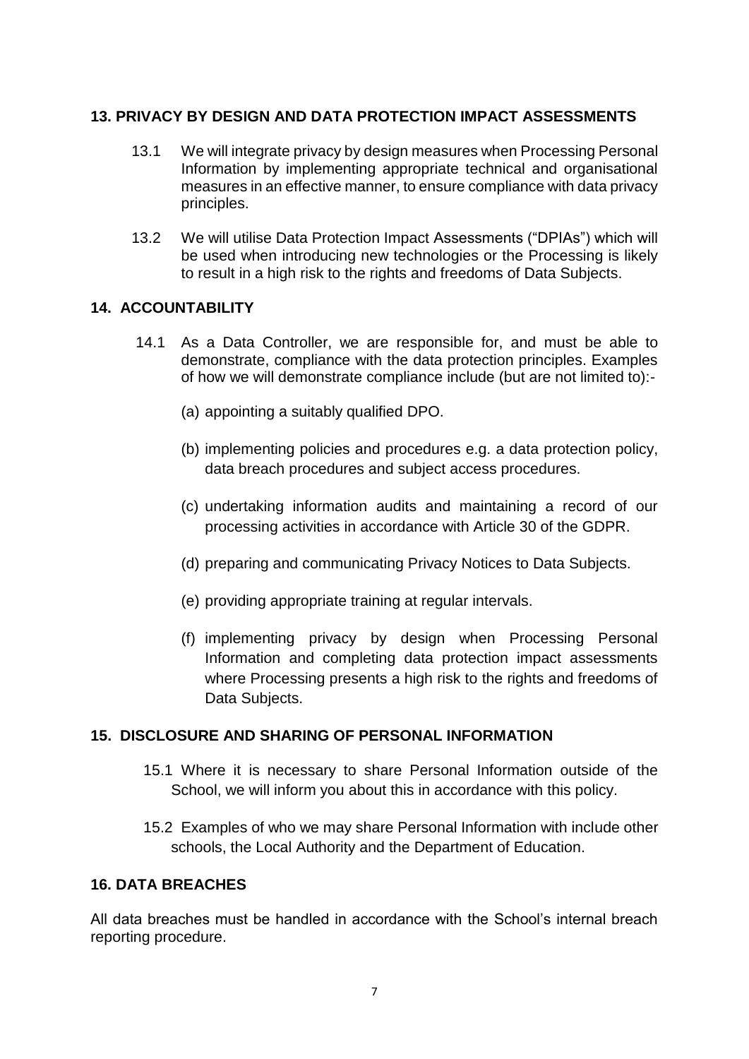## 13. PRIVACY BY DESIGN AND DATA PROTECTION IMPACT ASSESSMENTS

13.1 We will integrate privacy by design measures when Processing Personal Information by implementing appropriate technical and organisational measures in an effective manner, to ensure compliance with data privacy principles.

13.2 We will utilise Data Protection Impact Assessments ("DPIAs") which will be used when introducing new technologies or the Processing is likely to result in a high risk to the rights and freedoms of Data Subjects.

## 14. ACCOUNTABILITY

14.1 As a Data Controller, we are responsible for, and must be able to demonstrate, compliance with the data protection principles. Examples of how we will demonstrate compliance include (but are not limited to):-

(a) appointing a suitably qualified DPO.

(b) implementing policies and procedures e.g. a data protection policy, data breach procedures and subject access procedures.

(c) undertaking information audits and maintaining a record of our processing activities in accordance with Article 30 of the GDPR.

(d) preparing and communicating Privacy Notices to Data Subjects.

(e) providing appropriate training at regular intervals.

(f) implementing privacy by design when Processing Personal Information and completing data protection impact assessments where Processing presents a high risk to the rights and freedoms of Data Subjects.

## 15. DISCLOSURE AND SHARING OF PERSONAL INFORMATION

15.1 Where it is necessary to share Personal Information outside of the School, we will inform you about this in accordance with this policy.

15.2 Examples of who we may share Personal Information with include other schools, the Local Authority and the Department of Education.

## 16. DATA BREACHES

All data breaches must be handled in accordance with the School's internal breach reporting procedure.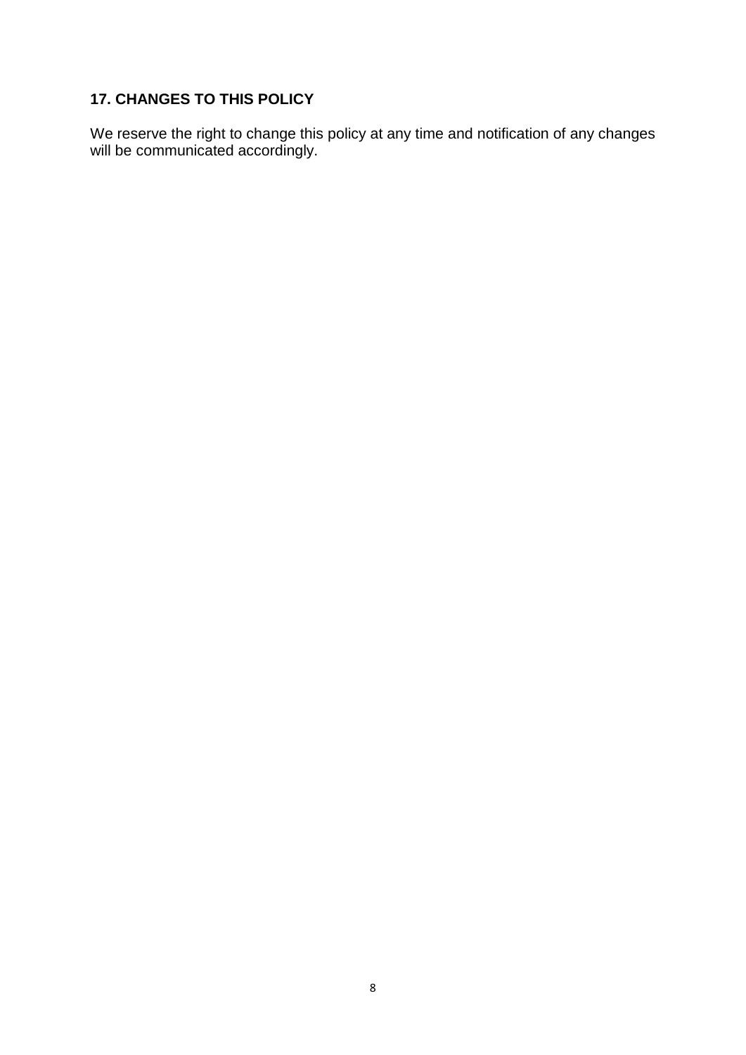## 17. CHANGES TO THIS POLICY

We reserve the right to change this policy at any time and notification of any changes will be communicated accordingly.